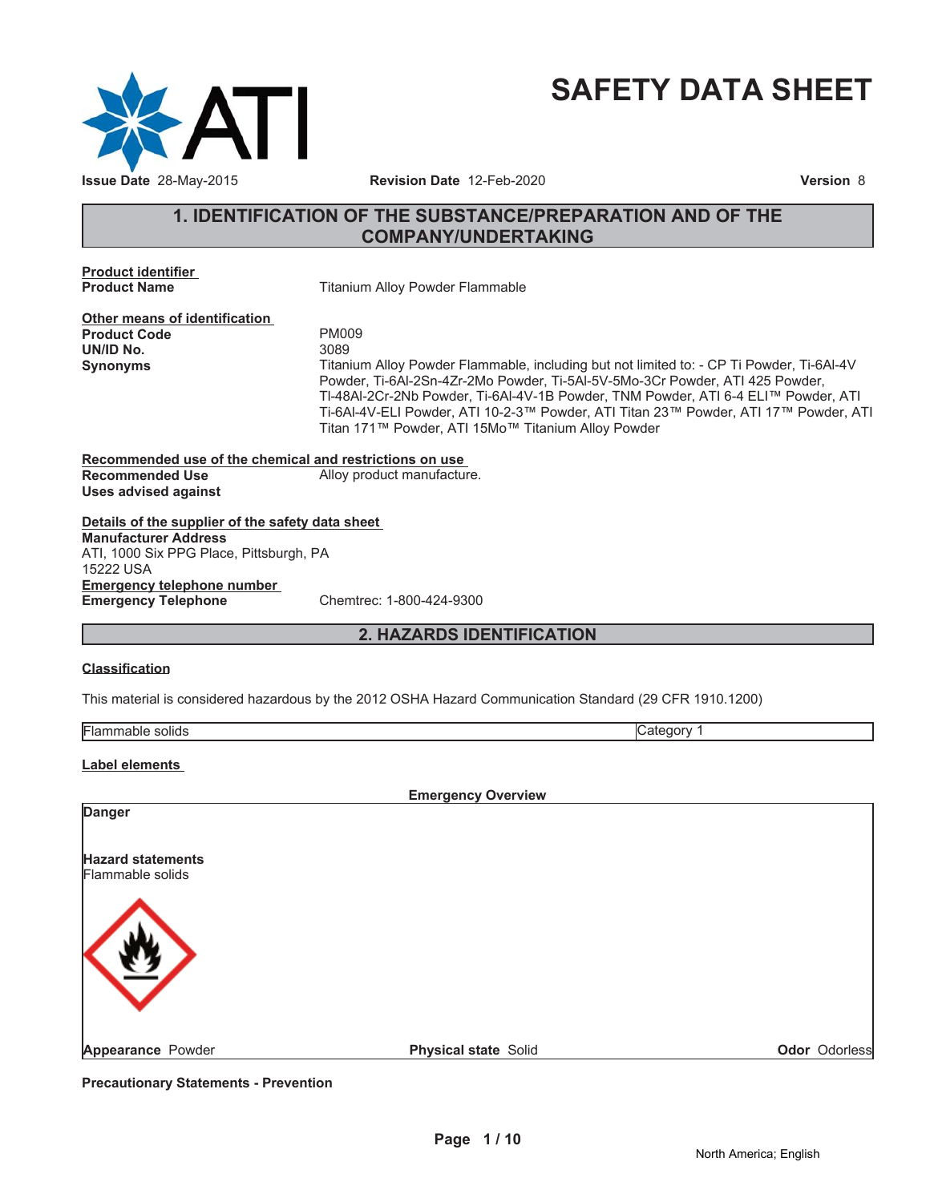# SAFETY DATA SHEET

**Issue Date** 28-May-2015 **Revision Date** 12-Feb-2020 **Version** 8

## 1. IDENTIFICATION OF THE SUBSTANCE/PREPARATION AND OF THE COMPANY/UNDERTAKING

**Product identifier**

**Product Name** Titanium Alloy Powder Flammable

**Other means of identification**

**Product Code** PM009

**UN/ID No.** 3089

**Synonyms** Titanium Alloy Powder Flammable, including but not limited to: - CP Ti Powder, Ti-6Al-4V Powder, Ti-6Al-2Sn-4Zr-2Mo Powder, Ti-5Al-5V-5Mo-3Cr Powder, ATI 425 Powder, TI-48Al-2Cr-2Nb Powder, Ti-6Al-4V-1B Powder, TNM Powder, ATI 6-4 ELI™ Powder, ATI Ti-6Al-4V-ELI Powder, ATI 10-2-3™ Powder, ATI Titan 23™ Powder, ATI 17™ Powder, ATI Titan 171™ Powder, ATI 15Mo™ Titanium Alloy Powder

**Recommended use of the chemical and restrictions on use**

**Recommended Use** Alloy product manufacture.

**Uses advised against**

**Details of the supplier of the safety data sheet**

**Manufacturer Address**
ATI, 1000 Six PPG Place, Pittsburgh, PA
15222 USA

**Emergency telephone number**

**Emergency Telephone** Chemtrec: 1-800-424-9300

## 2. HAZARDS IDENTIFICATION

**Classification**

This material is considered hazardous by the 2012 OSHA Hazard Communication Standard (29 CFR 1910.1200)

| Flammable solids | Category 1 |
|---|---|

**Label elements**

**Emergency Overview**

**Danger**

**Hazard statements**
Flammable solids

**Appearance** Powder **Physical state** Solid **Odor** Odorless

**Precautionary Statements - Prevention**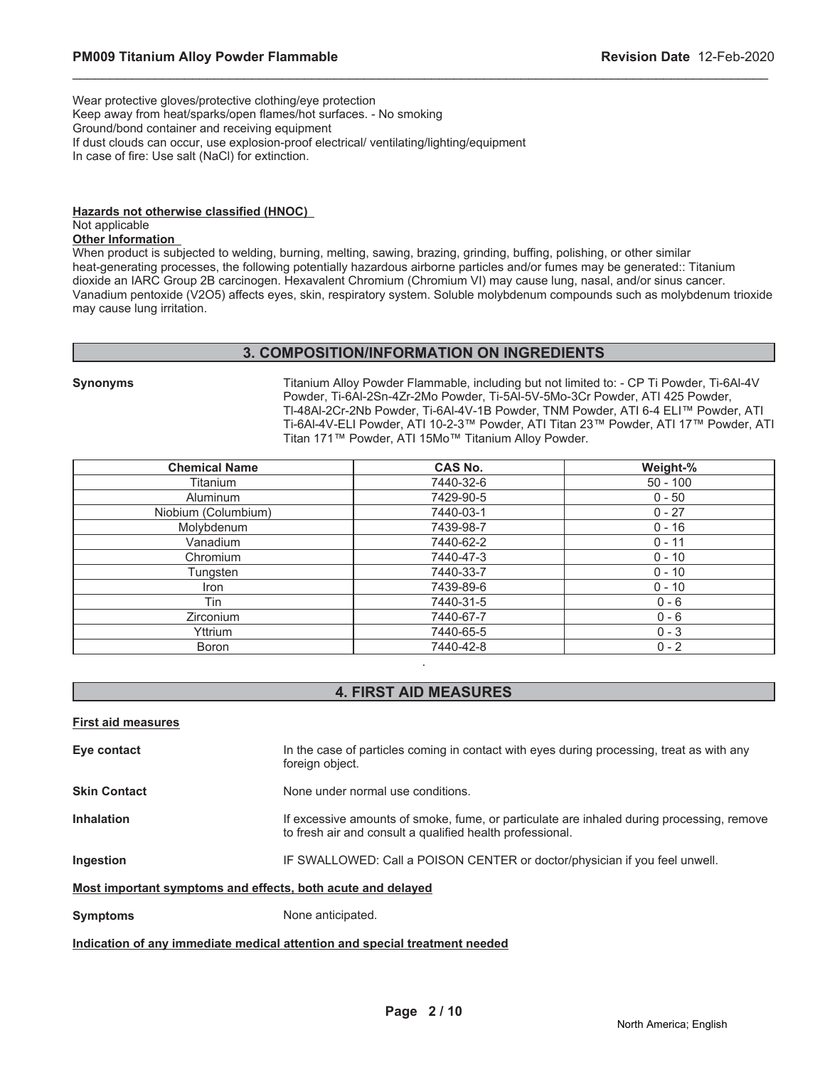Wear protective gloves/protective clothing/eye protection
Keep away from heat/sparks/open flames/hot surfaces. - No smoking
Ground/bond container and receiving equipment
If dust clouds can occur, use explosion-proof electrical/ ventilating/lighting/equipment
In case of fire: Use salt (NaCl) for extinction.

**Hazards not otherwise classified (HNOC)**
Not applicable

**Other Information**

When product is subjected to welding, burning, melting, sawing, brazing, grinding, buffing, polishing, or other similar heat-generating processes, the following potentially hazardous airborne particles and/or fumes may be generated:: Titanium dioxide an IARC Group 2B carcinogen. Hexavalent Chromium (Chromium VI) may cause lung, nasal, and/or sinus cancer. Vanadium pentoxide ($V_2O_5$) affects eyes, skin, respiratory system. Soluble molybdenum compounds such as molybdenum trioxide may cause lung irritation.

## 3. COMPOSITION/INFORMATION ON INGREDIENTS

**Synonyms** Titanium Alloy Powder Flammable, including but not limited to: - CP Ti Powder, Ti-6Al-4V Powder, Ti-6Al-2Sn-4Zr-2Mo Powder, Ti-5Al-5V-5Mo-3Cr Powder, ATI 425 Powder, Tl-48Al-2Cr-2Nb Powder, Ti-6Al-4V-1B Powder, TNM Powder, ATI 6-4 ELI™ Powder, ATI Ti-6Al-4V-ELI Powder, ATI 10-2-3™ Powder, ATI Titan 23™ Powder, ATI 17™ Powder, ATI Titan 171™ Powder, ATI 15Mo™ Titanium Alloy Powder.

| Chemical Name | CAS No. | Weight-% |
|---|---|---|
| Titanium | 7440-32-6 | 50 - 100 |
| Aluminum | 7429-90-5 | 0 - 50 |
| Niobium (Columbium) | 7440-03-1 | 0 - 27 |
| Molybdenum | 7439-98-7 | 0 - 16 |
| Vanadium | 7440-62-2 | 0 - 11 |
| Chromium | 7440-47-3 | 0 - 10 |
| Tungsten | 7440-33-7 | 0 - 10 |
| Iron | 7439-89-6 | 0 - 10 |
| Tin | 7440-31-5 | 0 - 6 |
| Zirconium | 7440-67-7 | 0 - 6 |
| Yttrium | 7440-65-5 | 0 - 3 |
| Boron | 7440-42-8 | 0 - 2 |

.

## 4. FIRST AID MEASURES

**First aid measures**

**Eye contact** In the case of particles coming in contact with eyes during processing, treat as with any foreign object.

**Skin Contact** None under normal use conditions.

**Inhalation** If excessive amounts of smoke, fume, or particulate are inhaled during processing, remove to fresh air and consult a qualified health professional.

**Ingestion** IF SWALLOWED: Call a POISON CENTER or doctor/physician if you feel unwell.

**Most important symptoms and effects, both acute and delayed**

**Symptoms** None anticipated.

**Indication of any immediate medical attention and special treatment needed**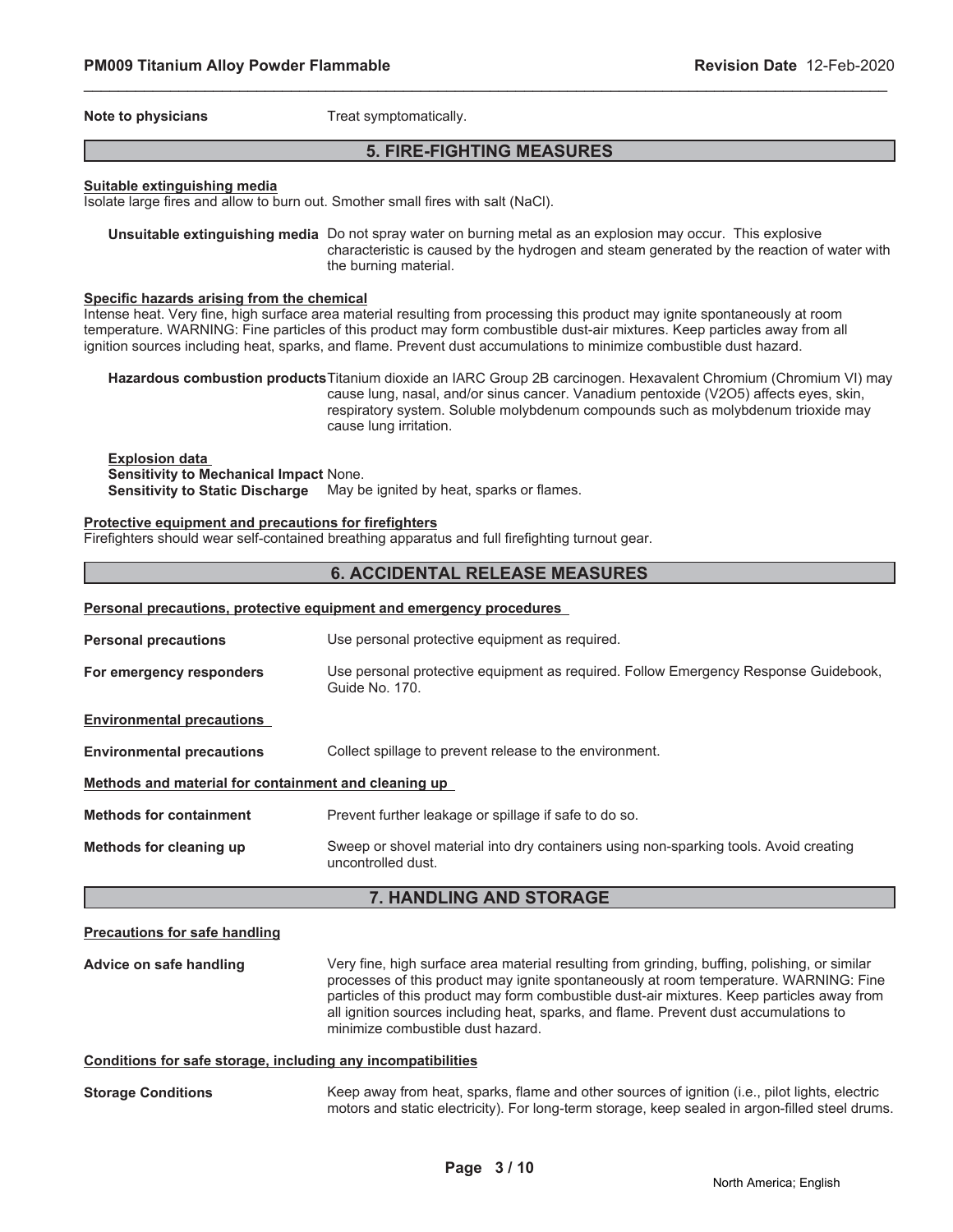**Note to physicians** Treat symptomatically.

## 5. FIRE-FIGHTING MEASURES

**Suitable extinguishing media**

Isolate large fires and allow to burn out. Smother small fires with salt (NaCl).

**Unsuitable extinguishing media** Do not spray water on burning metal as an explosion may occur. This explosive characteristic is caused by the hydrogen and steam generated by the reaction of water with the burning material.

**Specific hazards arising from the chemical**

Intense heat. Very fine, high surface area material resulting from processing this product may ignite spontaneously at room temperature. WARNING: Fine particles of this product may form combustible dust-air mixtures. Keep particles away from all ignition sources including heat, sparks, and flame. Prevent dust accumulations to minimize combustible dust hazard.

**Hazardous combustion products** Titanium dioxide an IARC Group 2B carcinogen. Hexavalent Chromium (Chromium VI) may cause lung, nasal, and/or sinus cancer. Vanadium pentoxide ($V_2O_5$) affects eyes, skin, respiratory system. Soluble molybdenum compounds such as molybdenum trioxide may cause lung irritation.

**Explosion data**

**Sensitivity to Mechanical Impact** None.

**Sensitivity to Static Discharge** May be ignited by heat, sparks or flames.

**Protective equipment and precautions for firefighters**

Firefighters should wear self-contained breathing apparatus and full firefighting turnout gear.

## 6. ACCIDENTAL RELEASE MEASURES

**Personal precautions, protective equipment and emergency procedures**

**Personal precautions** Use personal protective equipment as required.

**For emergency responders** Use personal protective equipment as required. Follow Emergency Response Guidebook, Guide No. 170.

**Environmental precautions**

**Environmental precautions** Collect spillage to prevent release to the environment.

**Methods and material for containment and cleaning up**

**Methods for containment** Prevent further leakage or spillage if safe to do so.

**Methods for cleaning up** Sweep or shovel material into dry containers using non-sparking tools. Avoid creating uncontrolled dust.

## 7. HANDLING AND STORAGE

**Precautions for safe handling**

**Advice on safe handling** Very fine, high surface area material resulting from grinding, buffing, polishing, or similar processes of this product may ignite spontaneously at room temperature. WARNING: Fine particles of this product may form combustible dust-air mixtures. Keep particles away from all ignition sources including heat, sparks, and flame. Prevent dust accumulations to minimize combustible dust hazard.

**Conditions for safe storage, including any incompatibilities**

**Storage Conditions** Keep away from heat, sparks, flame and other sources of ignition (i.e., pilot lights, electric motors and static electricity). For long-term storage, keep sealed in argon-filled steel drums.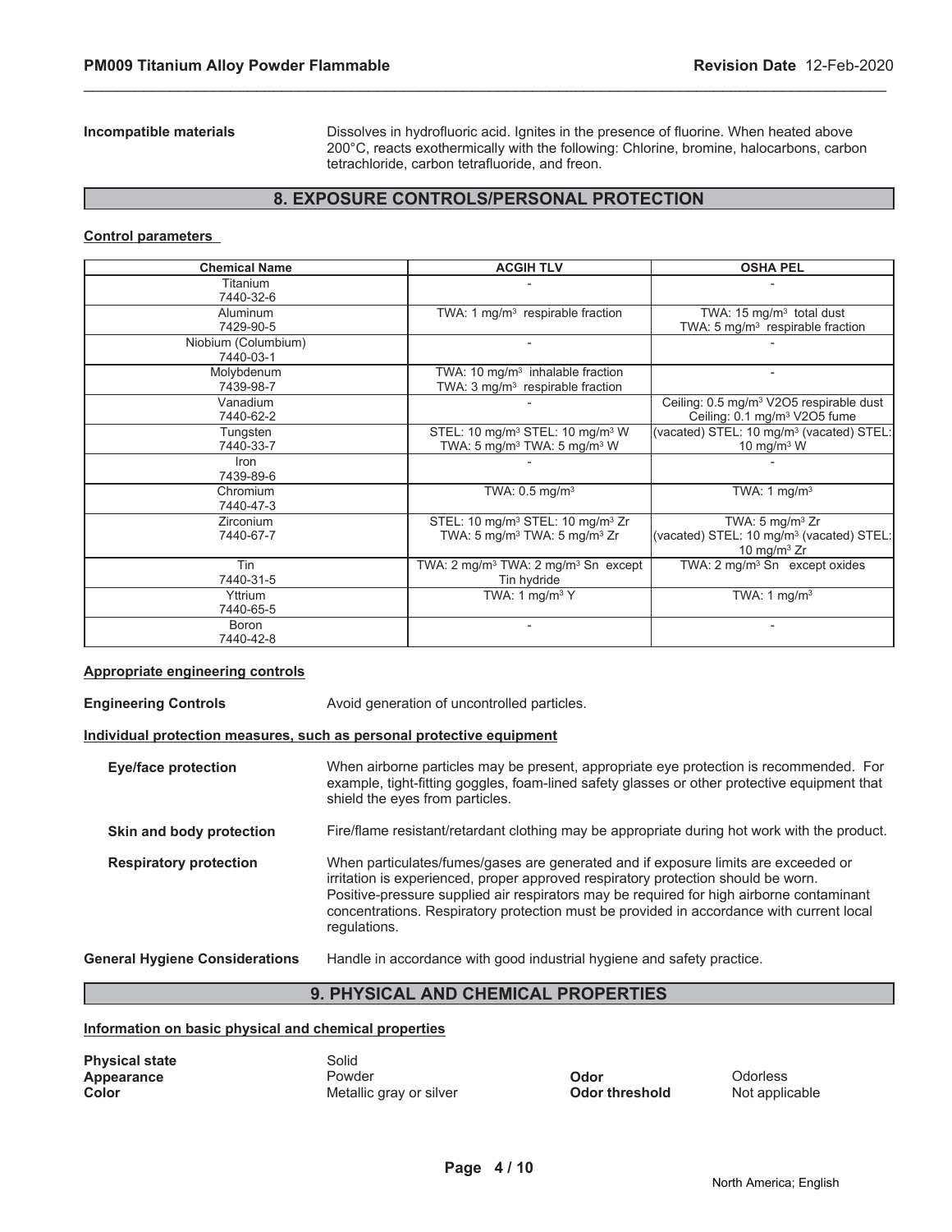**Incompatible materials** Dissolves in hydrofluoric acid. Ignites in the presence of fluorine. When heated above 200°C, reacts exothermically with the following: Chlorine, bromine, halocarbons, carbon tetrachloride, carbon tetrafluoride, and freon.

## 8. EXPOSURE CONTROLS/PERSONAL PROTECTION

**Control parameters**

| Chemical Name | ACGIH TLV | OSHA PEL |
|---|---|---|
| Titanium<br>7440-32-6 | - | - |
| Aluminum<br>7429-90-5 | TWA: 1 mg/m$^3$ respirable fraction | TWA: 15 mg/m$^3$ total dust<br>TWA: 5 mg/m$^3$ respirable fraction |
| Niobium (Columbium)<br>7440-03-1 | - | - |
| Molybdenum<br>7439-98-7 | TWA: 10 mg/m$^3$ inhalable fraction<br>TWA: 3 mg/m$^3$ respirable fraction | - |
| Vanadium<br>7440-62-2 | - | Ceiling: 0.5 mg/m$^3$ $V_2O_5$ respirable dust<br>Ceiling: 0.1 mg/m$^3$ $V_2O_5$ fume |
| Tungsten<br>7440-33-7 | STEL: 10 mg/m$^3$ STEL: 10 mg/m$^3$ W<br>TWA: 5 mg/m$^3$ TWA: 5 mg/m$^3$ W | (vacated) STEL: 10 mg/m$^3$ (vacated) STEL: 10 mg/m$^3$ W |
| Iron<br>7439-89-6 | - | - |
| Chromium<br>7440-47-3 | TWA: 0.5 mg/m$^3$ | TWA: 1 mg/m$^3$ |
| Zirconium<br>7440-67-7 | STEL: 10 mg/m$^3$ STEL: 10 mg/m$^3$ Zr<br>TWA: 5 mg/m$^3$ TWA: 5 mg/m$^3$ Zr | TWA: 5 mg/m$^3$ Zr<br>(vacated) STEL: 10 mg/m$^3$ (vacated) STEL: 10 mg/m$^3$ Zr |
| Tin<br>7440-31-5 | TWA: 2 mg/m$^3$ TWA: 2 mg/m$^3$ Sn except Tin hydride | TWA: 2 mg/m$^3$ Sn except oxides |
| Yttrium<br>7440-65-5 | TWA: 1 mg/m$^3$ Y | TWA: 1 mg/m$^3$ |
| Boron<br>7440-42-8 | - | - |

**Appropriate engineering controls**

**Engineering Controls** Avoid generation of uncontrolled particles.

**Individual protection measures, such as personal protective equipment**

**Eye/face protection** When airborne particles may be present, appropriate eye protection is recommended. For example, tight-fitting goggles, foam-lined safety glasses or other protective equipment that shield the eyes from particles.

**Skin and body protection** Fire/flame resistant/retardant clothing may be appropriate during hot work with the product.

**Respiratory protection** When particulates/fumes/gases are generated and if exposure limits are exceeded or irritation is experienced, proper approved respiratory protection should be worn. Positive-pressure supplied air respirators may be required for high airborne contaminant concentrations. Respiratory protection must be provided in accordance with current local regulations.

**General Hygiene Considerations** Handle in accordance with good industrial hygiene and safety practice.

## 9. PHYSICAL AND CHEMICAL PROPERTIES

**Information on basic physical and chemical properties**

**Physical state** Solid
**Appearance** Powder
**Color** Metallic gray or silver
**Odor** Odorless
**Odor threshold** Not applicable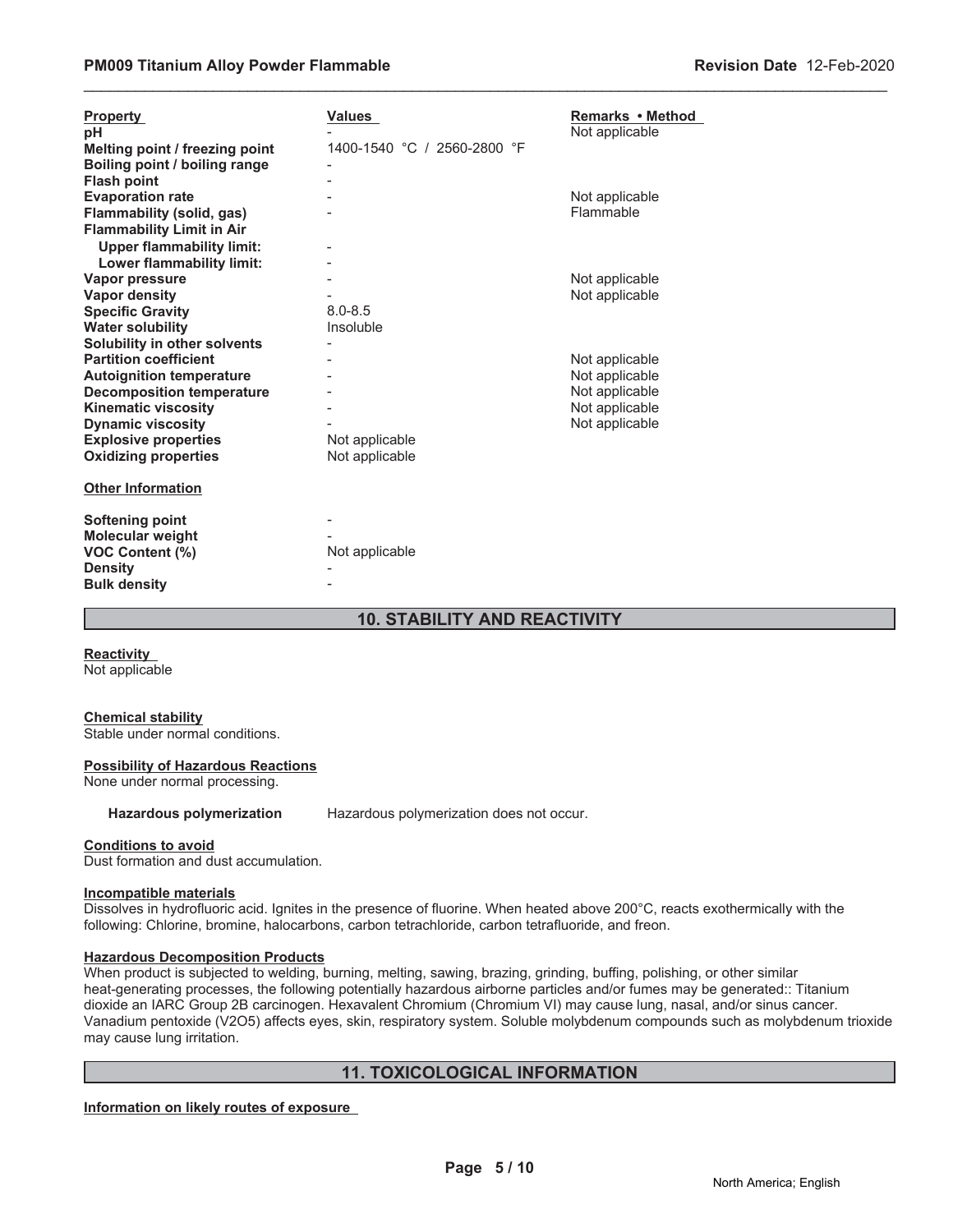| Property | Values | Remarks • Method |
|---|---|---|
| pH | - | Not applicable |
| Melting point / freezing point | 1400-1540 °C / 2560-2800 °F | |
| Boiling point / boiling range | - | |
| Flash point | - | |
| Evaporation rate | - | Not applicable |
| Flammability (solid, gas) | - | Flammable |
| Flammability Limit in Air | | |
| Upper flammability limit: | - | |
| Lower flammability limit: | - | |
| Vapor pressure | - | Not applicable |
| Vapor density | - | Not applicable |
| Specific Gravity | 8.0-8.5 | |
| Water solubility | Insoluble | |
| Solubility in other solvents | - | |
| Partition coefficient | - | Not applicable |
| Autoignition temperature | - | Not applicable |
| Decomposition temperature | - | Not applicable |
| Kinematic viscosity | - | Not applicable |
| Dynamic viscosity | - | Not applicable |
| Explosive properties | Not applicable | |
| Oxidizing properties | Not applicable | |

**Other Information**

| | |
|---|---|
| Softening point | - |
| Molecular weight | - |
| VOC Content (%) | Not applicable |
| Density | - |
| Bulk density | - |

## 10. STABILITY AND REACTIVITY

**Reactivity**
Not applicable

**Chemical stability**
Stable under normal conditions.

**Possibility of Hazardous Reactions**
None under normal processing.

**Hazardous polymerization** Hazardous polymerization does not occur.

**Conditions to avoid**
Dust formation and dust accumulation.

**Incompatible materials**
Dissolves in hydrofluoric acid. Ignites in the presence of fluorine. When heated above 200°C, reacts exothermically with the following: Chlorine, bromine, halocarbons, carbon tetrachloride, carbon tetrafluoride, and freon.

**Hazardous Decomposition Products**
When product is subjected to welding, burning, melting, sawing, brazing, grinding, buffing, polishing, or other similar heat-generating processes, the following potentially hazardous airborne particles and/or fumes may be generated:: Titanium dioxide an IARC Group 2B carcinogen. Hexavalent Chromium (Chromium VI) may cause lung, nasal, and/or sinus cancer. Vanadium pentoxide ($V_2O_5$) affects eyes, skin, respiratory system. Soluble molybdenum compounds such as molybdenum trioxide may cause lung irritation.

## 11. TOXICOLOGICAL INFORMATION

**Information on likely routes of exposure**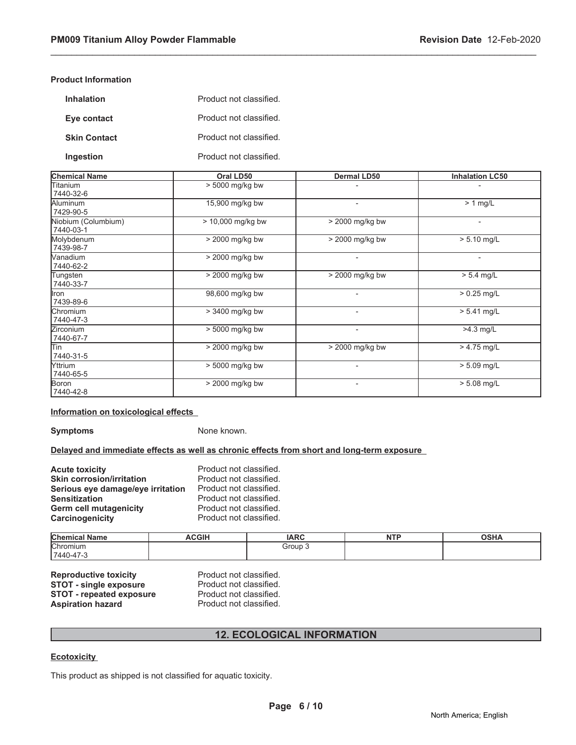**Product Information**

**Inhalation** Product not classified.

**Eye contact** Product not classified.

**Skin Contact** Product not classified.

**Ingestion** Product not classified.

| Chemical Name | Oral LD50 | Dermal LD50 | Inhalation LC50 |
|---|---|---|---|
| Titanium<br>7440-32-6 | > 5000 mg/kg bw | - | - |
| Aluminum<br>7429-90-5 | 15,900 mg/kg bw | - | > 1 mg/L |
| Niobium (Columbium)<br>7440-03-1 | > 10,000 mg/kg bw | > 2000 mg/kg bw | - |
| Molybdenum<br>7439-98-7 | > 2000 mg/kg bw | > 2000 mg/kg bw | > 5.10 mg/L |
| Vanadium<br>7440-62-2 | > 2000 mg/kg bw | - | - |
| Tungsten<br>7440-33-7 | > 2000 mg/kg bw | > 2000 mg/kg bw | > 5.4 mg/L |
| Iron<br>7439-89-6 | 98,600 mg/kg bw | - | > 0.25 mg/L |
| Chromium<br>7440-47-3 | > 3400 mg/kg bw | - | > 5.41 mg/L |
| Zirconium<br>7440-67-7 | > 5000 mg/kg bw | - | >4.3 mg/L |
| Tin<br>7440-31-5 | > 2000 mg/kg bw | > 2000 mg/kg bw | > 4.75 mg/L |
| Yttrium<br>7440-65-5 | > 5000 mg/kg bw | - | > 5.09 mg/L |
| Boron<br>7440-42-8 | > 2000 mg/kg bw | - | > 5.08 mg/L |

**Information on toxicological effects**

**Symptoms** None known.

**Delayed and immediate effects as well as chronic effects from short and long-term exposure**

**Acute toxicity** Product not classified.
**Skin corrosion/irritation** Product not classified.
**Serious eye damage/eye irritation** Product not classified.
**Sensitization** Product not classified.
**Germ cell mutagenicity** Product not classified.
**Carcinogenicity** Product not classified.

| Chemical Name | ACGIH | IARC | NTP | OSHA |
|---|---|---|---|---|
| Chromium<br>7440-47-3 | | Group 3 | | |

**Reproductive toxicity** Product not classified.
**STOT - single exposure** Product not classified.
**STOT - repeated exposure** Product not classified.
**Aspiration hazard** Product not classified.

## 12. ECOLOGICAL INFORMATION

**Ecotoxicity**

This product as shipped is not classified for aquatic toxicity.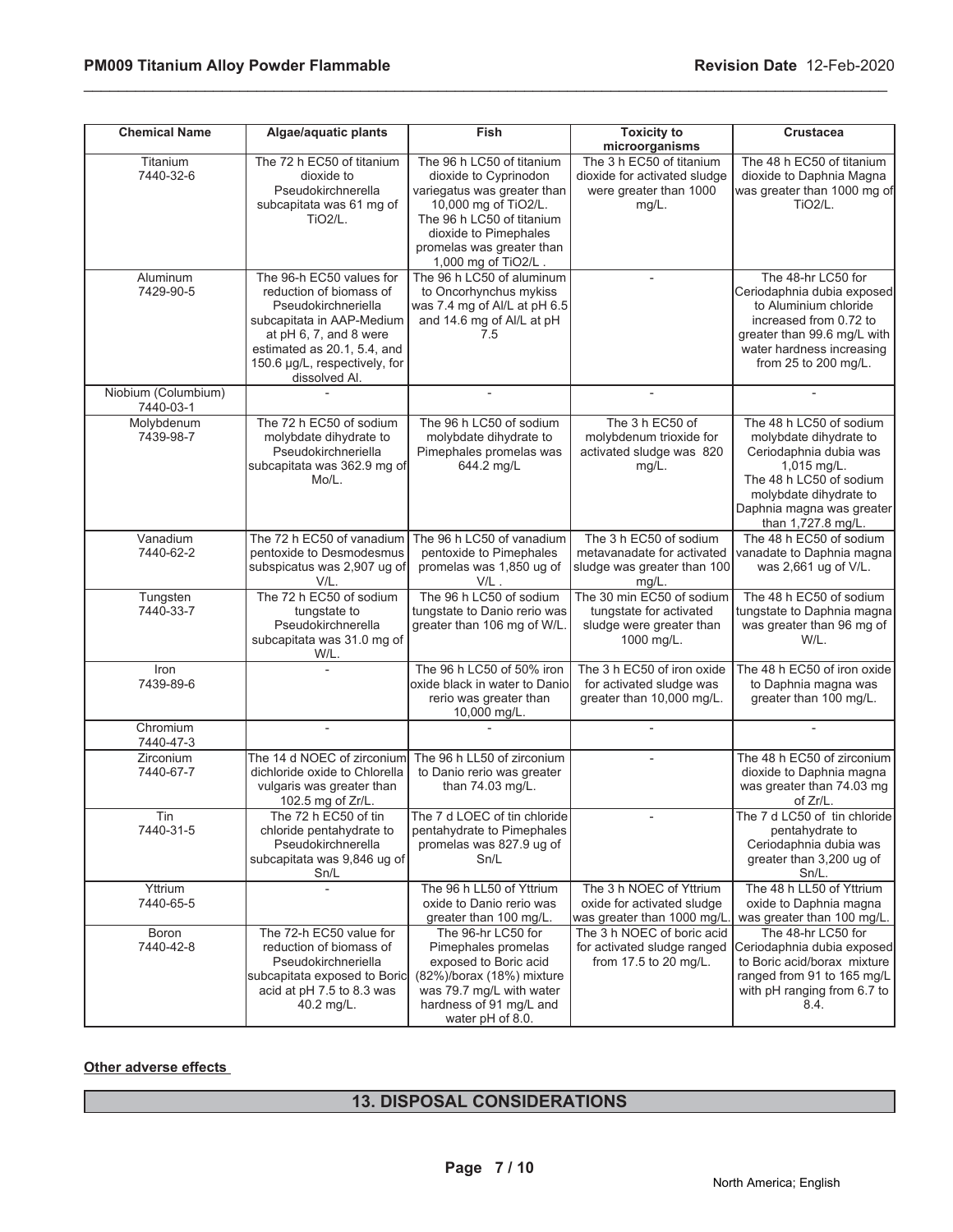| Chemical Name | Algae/aquatic plants | Fish | Toxicity to microorganisms | Crustacea |
|---|---|---|---|---|
| Titanium 7440-32-6 | The 72 h EC50 of titanium dioxide to Pseudokirchnerella subcapitata was 61 mg of TiO2/L. | The 96 h LC50 of titanium dioxide to Cyprinodon variegatus was greater than 10,000 mg of TiO2/L. The 96 h LC50 of titanium dioxide to Pimephales promelas was greater than 1,000 mg of TiO2/L . | The 3 h EC50 of titanium dioxide for activated sludge were greater than 1000 mg/L. | The 48 h EC50 of titanium dioxide to Daphnia Magna was greater than 1000 mg of TiO2/L. |
| Aluminum 7429-90-5 | The 96-h EC50 values for reduction of biomass of Pseudokirchneriella subcapitata in AAP-Medium at pH 6, 7, and 8 were estimated as 20.1, 5.4, and 150.6 µg/L, respectively, for dissolved Al. | The 96 h LC50 of aluminum to Oncorhynchus mykiss was 7.4 mg of Al/L at pH 6.5 and 14.6 mg of Al/L at pH 7.5 | - | The 48-hr LC50 for Ceriodaphnia dubia exposed to Aluminium chloride increased from 0.72 to greater than 99.6 mg/L with water hardness increasing from 25 to 200 mg/L. |
| Niobium (Columbium) 7440-03-1 | - | - | - | - |
| Molybdenum 7439-98-7 | The 72 h EC50 of sodium molybdate dihydrate to Pseudokirchneriella subcapitata was 362.9 mg of Mo/L. | The 96 h LC50 of sodium molybdate dihydrate to Pimephales promelas was 644.2 mg/L | The 3 h EC50 of molybdenum trioxide for activated sludge was 820 mg/L. | The 48 h LC50 of sodium molybdate dihydrate to Ceriodaphnia dubia was 1,015 mg/L. The 48 h LC50 of sodium molybdate dihydrate to Daphnia magna was greater than 1,727.8 mg/L. |
| Vanadium 7440-62-2 | The 72 h EC50 of vanadium pentoxide to Desmodesmus subspicatus was 2,907 ug of V/L. | The 96 h LC50 of vanadium pentoxide to Pimephales promelas was 1,850 ug of V/L . | The 3 h EC50 of sodium metavanadate for activated sludge was greater than 100 mg/L. | The 48 h EC50 of sodium vanadate to Daphnia magna was 2,661 ug of V/L. |
| Tungsten 7440-33-7 | The 72 h EC50 of sodium tungstate to Pseudokirchnerella subcapitata was 31.0 mg of W/L. | The 96 h LC50 of sodium tungstate to Danio rerio was greater than 106 mg of W/L. | The 30 min EC50 of sodium tungstate for activated sludge were greater than 1000 mg/L. | The 48 h EC50 of sodium tungstate to Daphnia magna was greater than 96 mg of W/L. |
| Iron 7439-89-6 | - | The 96 h LC50 of 50% iron oxide black in water to Danio rerio was greater than 10,000 mg/L. | The 3 h EC50 of iron oxide for activated sludge was greater than 10,000 mg/L. | The 48 h EC50 of iron oxide to Daphnia magna was greater than 100 mg/L. |
| Chromium 7440-47-3 | - | - | - | - |
| Zirconium 7440-67-7 | The 14 d NOEC of zirconium dichloride oxide to Chlorella vulgaris was greater than 102.5 mg of Zr/L. | The 96 h LL50 of zirconium to Danio rerio was greater than 74.03 mg/L. | - | The 48 h EC50 of zirconium dioxide to Daphnia magna was greater than 74.03 mg of Zr/L. |
| Tin 7440-31-5 | The 72 h EC50 of tin chloride pentahydrate to Pseudokirchnerella subcapitata was 9,846 ug of Sn/L | The 7 d LOEC of tin chloride pentahydrate to Pimephales promelas was 827.9 ug of Sn/L | - | The 7 d LC50 of tin chloride pentahydrate to Ceriodaphnia dubia was greater than 3,200 ug of Sn/L. |
| Yttrium 7440-65-5 | - | The 96 h LL50 of Yttrium oxide to Danio rerio was greater than 100 mg/L. | The 3 h NOEC of Yttrium oxide for activated sludge was greater than 1000 mg/L. | The 48 h LL50 of Yttrium oxide to Daphnia magna was greater than 100 mg/L. |
| Boron 7440-42-8 | The 72-h EC50 value for reduction of biomass of Pseudokirchneriella subcapitata exposed to Boric acid at pH 7.5 to 8.3 was 40.2 mg/L. | The 96-hr LC50 for Pimephales promelas exposed to Boric acid (82%)/borax (18%) mixture was 79.7 mg/L with water hardness of 91 mg/L and water pH of 8.0. | The 3 h NOEC of boric acid for activated sludge ranged from 17.5 to 20 mg/L. | The 48-hr LC50 for Ceriodaphnia dubia exposed to Boric acid/borax mixture ranged from 91 to 165 mg/L with pH ranging from 6.7 to 8.4. |

**Other adverse effects**

## 13. DISPOSAL CONSIDERATIONS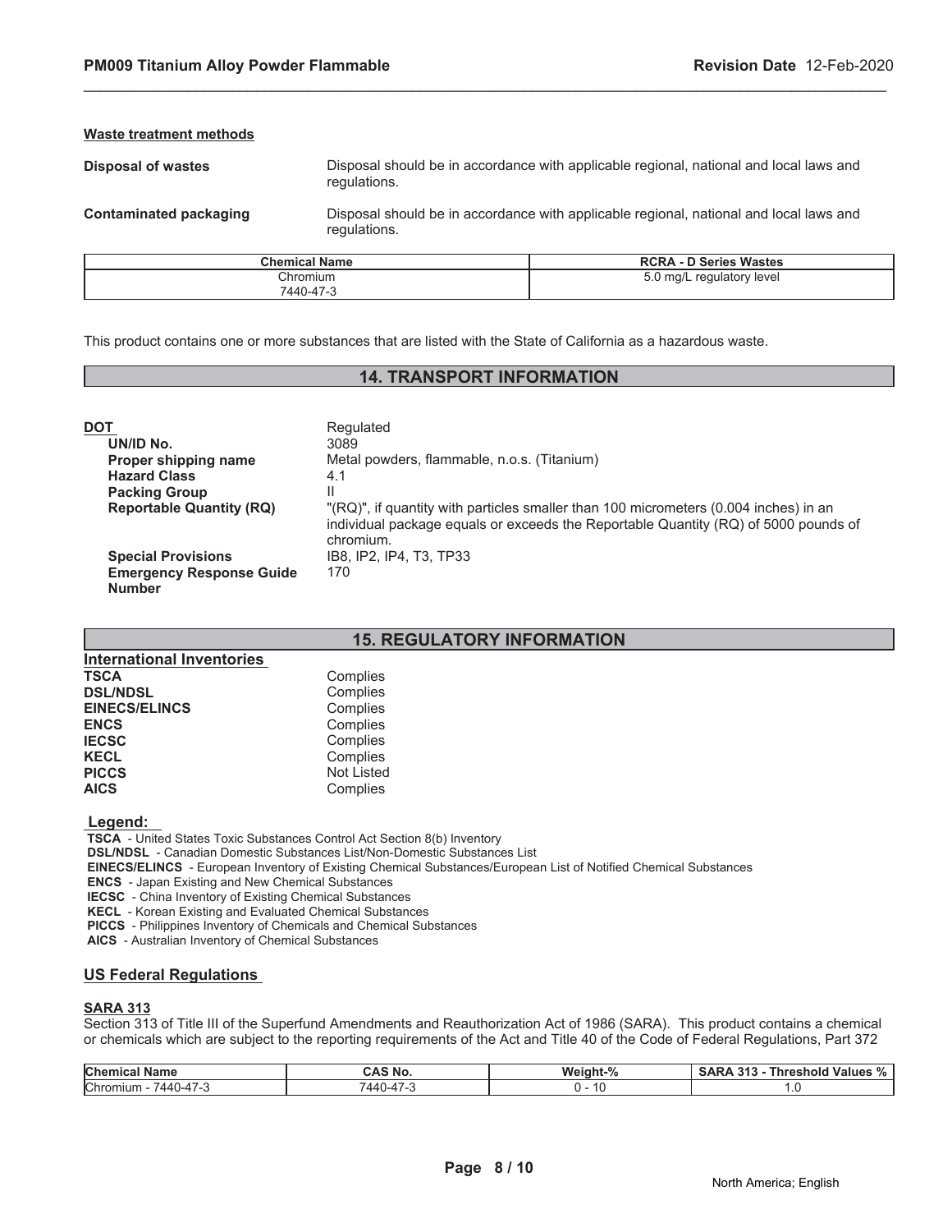#### Waste treatment methods

**Disposal of wastes** Disposal should be in accordance with applicable regional, national and local laws and regulations.

**Contaminated packaging** Disposal should be in accordance with applicable regional, national and local laws and regulations.

| Chemical Name | RCRA - D Series Wastes |
|---|---|
| Chromium<br>7440-47-3 | 5.0 mg/L regulatory level |

This product contains one or more substances that are listed with the State of California as a hazardous waste.

## 14. TRANSPORT INFORMATION

**DOT** Regulated

| | |
|---|---|
| **UN/ID No.** | 3089 |
| **Proper shipping name** | Metal powders, flammable, n.o.s. (Titanium) |
| **Hazard Class** | 4.1 |
| **Packing Group** | II |
| **Reportable Quantity (RQ)** | "(RQ)", if quantity with particles smaller than 100 micrometers (0.004 inches) in an individual package equals or exceeds the Reportable Quantity (RQ) of 5000 pounds of chromium. |
| **Special Provisions** | IB8, IP2, IP4, T3, TP33 |
| **Emergency Response Guide Number** | 170 |

## 15. REGULATORY INFORMATION

### International Inventories

| | |
|---|---|
| **TSCA** | Complies |
| **DSL/NDSL** | Complies |
| **EINECS/ELINCS** | Complies |
| **ENCS** | Complies |
| **IECSC** | Complies |
| **KECL** | Complies |
| **PICCS** | Not Listed |
| **AICS** | Complies |

**Legend:**

**TSCA** - United States Toxic Substances Control Act Section 8(b) Inventory
**DSL/NDSL** - Canadian Domestic Substances List/Non-Domestic Substances List
**EINECS/ELINCS** - European Inventory of Existing Chemical Substances/European List of Notified Chemical Substances
**ENCS** - Japan Existing and New Chemical Substances
**IECSC** - China Inventory of Existing Chemical Substances
**KECL** - Korean Existing and Evaluated Chemical Substances
**PICCS** - Philippines Inventory of Chemicals and Chemical Substances
**AICS** - Australian Inventory of Chemical Substances

### US Federal Regulations

#### SARA 313

Section 313 of Title III of the Superfund Amendments and Reauthorization Act of 1986 (SARA). This product contains a chemical or chemicals which are subject to the reporting requirements of the Act and Title 40 of the Code of Federal Regulations, Part 372

| Chemical Name | CAS No. | Weight-% | SARA 313 - Threshold Values % |
|---|---|---|---|
| Chromium - 7440-47-3 | 7440-47-3 | 0 - 10 | 1.0 |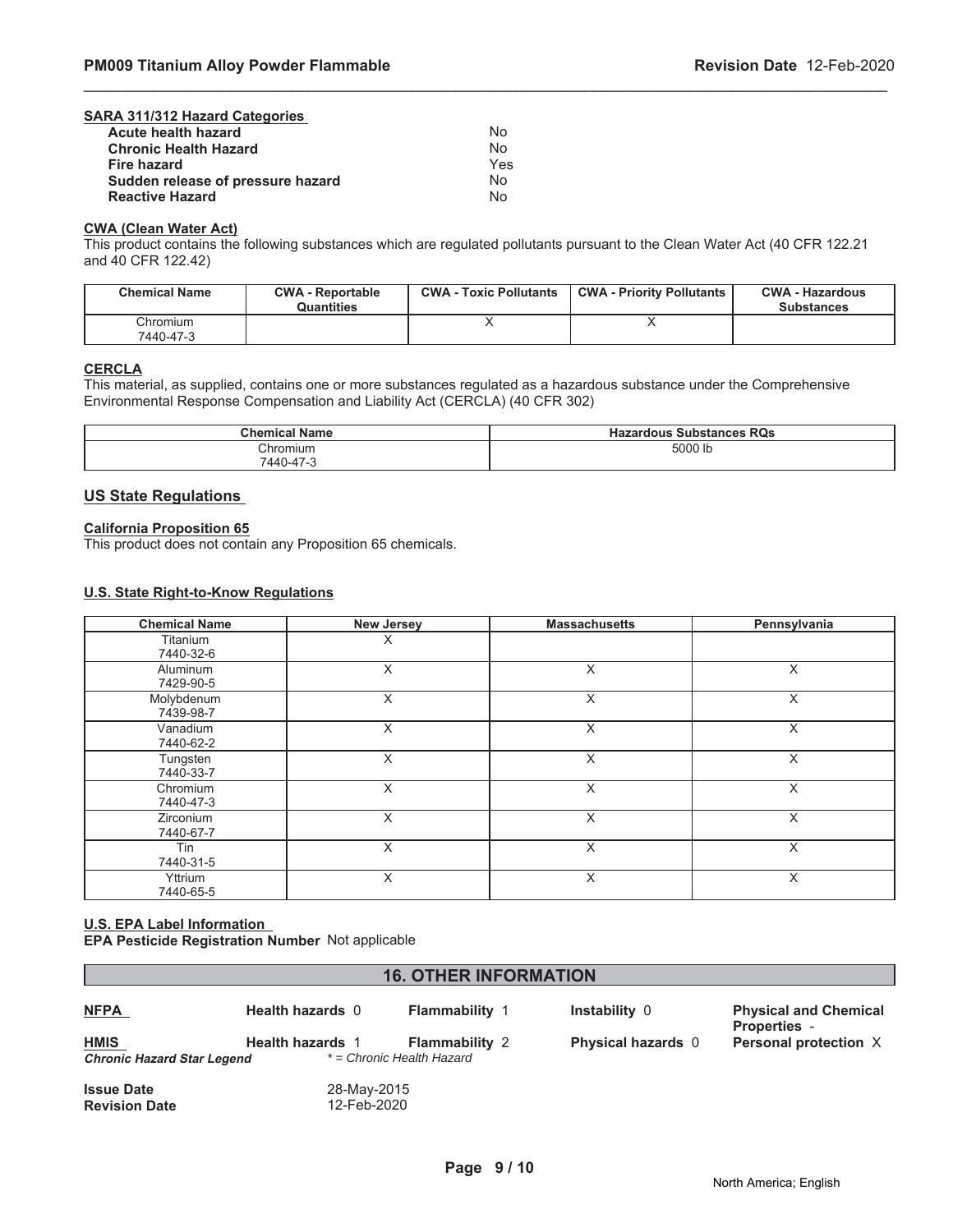**SARA 311/312 Hazard Categories**

| | |
|---|---|
| **Acute health hazard** | No |
| **Chronic Health Hazard** | No |
| **Fire hazard** | Yes |
| **Sudden release of pressure hazard** | No |
| **Reactive Hazard** | No |

**CWA (Clean Water Act)**

This product contains the following substances which are regulated pollutants pursuant to the Clean Water Act (40 CFR 122.21 and 40 CFR 122.42)

| Chemical Name | CWA - Reportable Quantities | CWA - Toxic Pollutants | CWA - Priority Pollutants | CWA - Hazardous Substances |
|---|---|---|---|---|
| Chromium 7440-47-3 | | X | X | |

**CERCLA**

This material, as supplied, contains one or more substances regulated as a hazardous substance under the Comprehensive Environmental Response Compensation and Liability Act (CERCLA) (40 CFR 302)

| Chemical Name | Hazardous Substances RQs |
|---|---|
| Chromium 7440-47-3 | 5000 lb |

## US State Regulations

**California Proposition 65**

This product does not contain any Proposition 65 chemicals.

**U.S. State Right-to-Know Regulations**

| Chemical Name | New Jersey | Massachusetts | Pennsylvania |
|---|---|---|---|
| Titanium 7440-32-6 | X | | |
| Aluminum 7429-90-5 | X | X | X |
| Molybdenum 7439-98-7 | X | X | X |
| Vanadium 7440-62-2 | X | X | X |
| Tungsten 7440-33-7 | X | X | X |
| Chromium 7440-47-3 | X | X | X |
| Zirconium 7440-67-7 | X | X | X |
| Tin 7440-31-5 | X | X | X |
| Yttrium 7440-65-5 | X | X | X |

**U.S. EPA Label Information**

**EPA Pesticide Registration Number** Not applicable

## 16. OTHER INFORMATION

| | | | | |
|---|---|---|---|---|
| **NFPA** | **Health hazards** 0 | **Flammability** 1 | **Instability** 0 | **Physical and Chemical Properties** - |
| **HMIS** | **Health hazards** 1 | **Flammability** 2 | **Physical hazards** 0 | **Personal protection** X |

***Chronic Hazard Star Legend*** *\* = Chronic Health Hazard*

**Issue Date** 28-May-2015

**Revision Date** 12-Feb-2020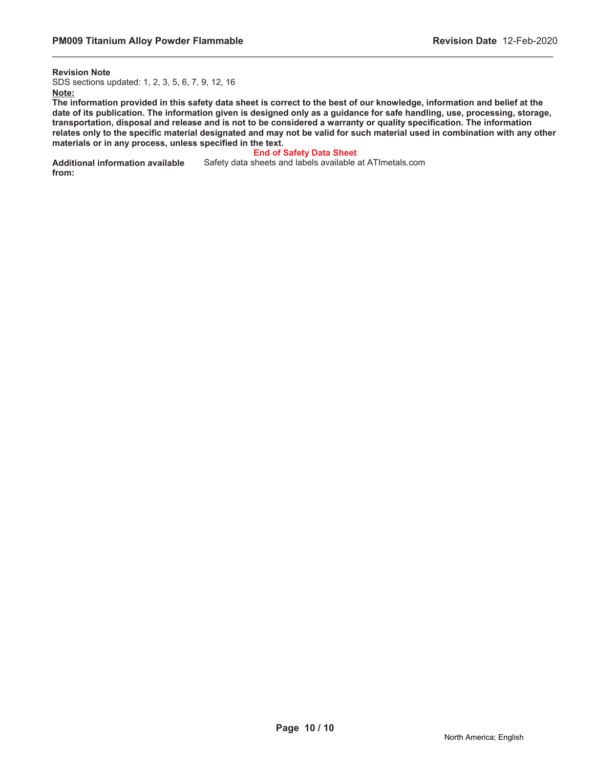**Revision Note**

SDS sections updated: 1, 2, 3, 5, 6, 7, 9, 12, 16

**Note:**

**The information provided in this safety data sheet is correct to the best of our knowledge, information and belief at the date of its publication. The information given is designed only as a guidance for safe handling, use, processing, storage, transportation, disposal and release and is not to be considered a warranty or quality specification. The information relates only to the specific material designated and may not be valid for such material used in combination with any other materials or in any process, unless specified in the text.**

**End of Safety Data Sheet**

**Additional information available from:** Safety data sheets and labels available at ATImetals.com

North America; English